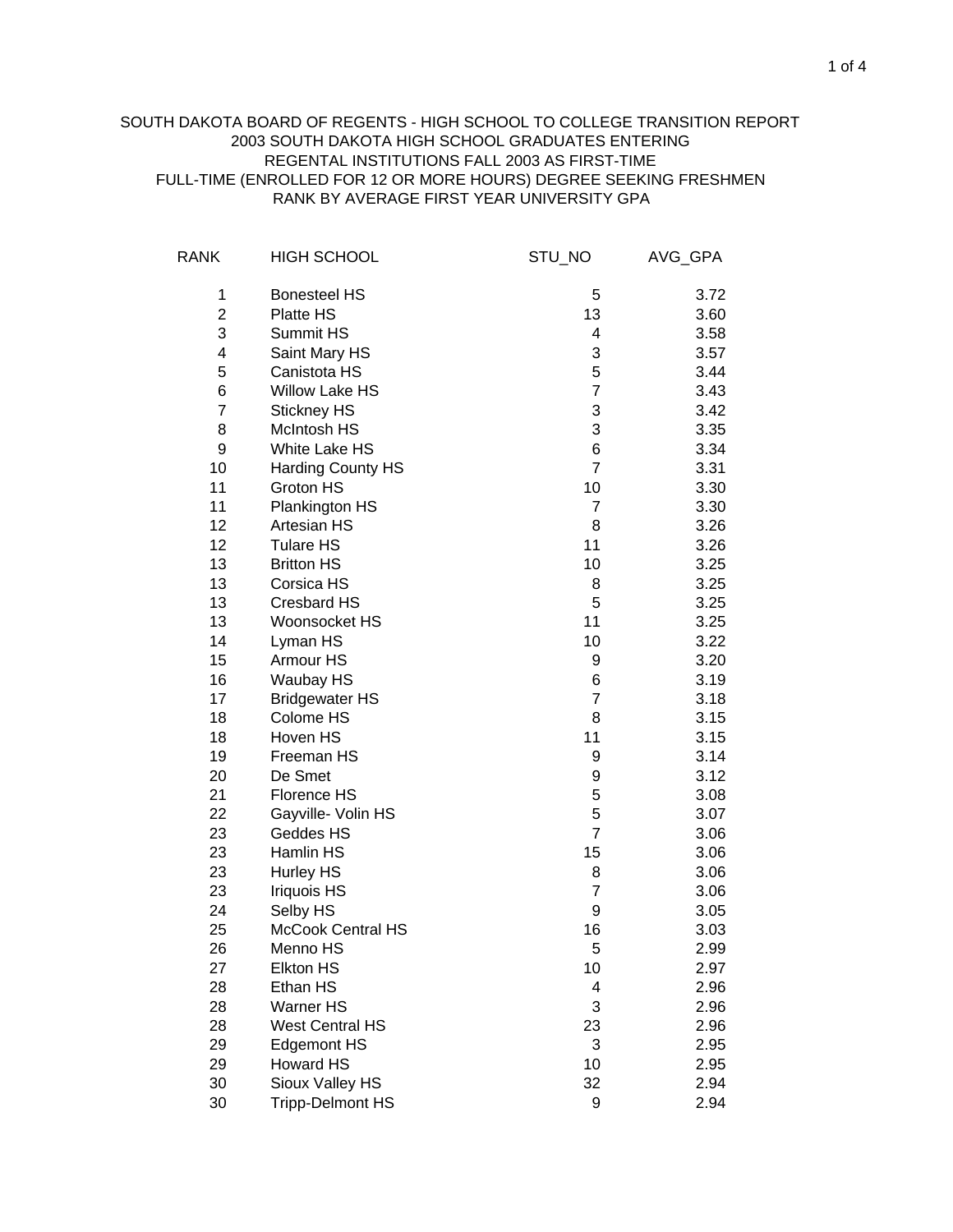SOUTH DAKOTA BOARD OF REGENTS - HIGH SCHOOL TO COLLEGE TRANSITION REPORT
2003 SOUTH DAKOTA HIGH SCHOOL GRADUATES ENTERING
REGENTAL INSTITUTIONS FALL 2003 AS FIRST-TIME
FULL-TIME (ENROLLED FOR 12 OR MORE HOURS) DEGREE SEEKING FRESHMEN
RANK BY AVERAGE FIRST YEAR UNIVERSITY GPA

| RANK | HIGH SCHOOL | STU_NO | AVG_GPA |
|---|---|---|---|
| 1 | Bonesteel HS | 5 | 3.72 |
| 2 | Platte HS | 13 | 3.60 |
| 3 | Summit HS | 4 | 3.58 |
| 4 | Saint Mary HS | 3 | 3.57 |
| 5 | Canistota HS | 5 | 3.44 |
| 6 | Willow Lake HS | 7 | 3.43 |
| 7 | Stickney HS | 3 | 3.42 |
| 8 | McIntosh HS | 3 | 3.35 |
| 9 | White Lake HS | 6 | 3.34 |
| 10 | Harding County HS | 7 | 3.31 |
| 11 | Groton HS | 10 | 3.30 |
| 11 | Plankington HS | 7 | 3.30 |
| 12 | Artesian HS | 8 | 3.26 |
| 12 | Tulare HS | 11 | 3.26 |
| 13 | Britton HS | 10 | 3.25 |
| 13 | Corsica HS | 8 | 3.25 |
| 13 | Cresbard HS | 5 | 3.25 |
| 13 | Woonsocket HS | 11 | 3.25 |
| 14 | Lyman HS | 10 | 3.22 |
| 15 | Armour HS | 9 | 3.20 |
| 16 | Waubay HS | 6 | 3.19 |
| 17 | Bridgewater HS | 7 | 3.18 |
| 18 | Colome HS | 8 | 3.15 |
| 18 | Hoven HS | 11 | 3.15 |
| 19 | Freeman HS | 9 | 3.14 |
| 20 | De Smet | 9 | 3.12 |
| 21 | Florence HS | 5 | 3.08 |
| 22 | Gayville- Volin HS | 5 | 3.07 |
| 23 | Geddes HS | 7 | 3.06 |
| 23 | Hamlin HS | 15 | 3.06 |
| 23 | Hurley HS | 8 | 3.06 |
| 23 | Iriquois HS | 7 | 3.06 |
| 24 | Selby HS | 9 | 3.05 |
| 25 | McCook Central HS | 16 | 3.03 |
| 26 | Menno HS | 5 | 2.99 |
| 27 | Elkton HS | 10 | 2.97 |
| 28 | Ethan HS | 4 | 2.96 |
| 28 | Warner HS | 3 | 2.96 |
| 28 | West Central HS | 23 | 2.96 |
| 29 | Edgemont HS | 3 | 2.95 |
| 29 | Howard HS | 10 | 2.95 |
| 30 | Sioux Valley HS | 32 | 2.94 |
| 30 | Tripp-Delmont HS | 9 | 2.94 |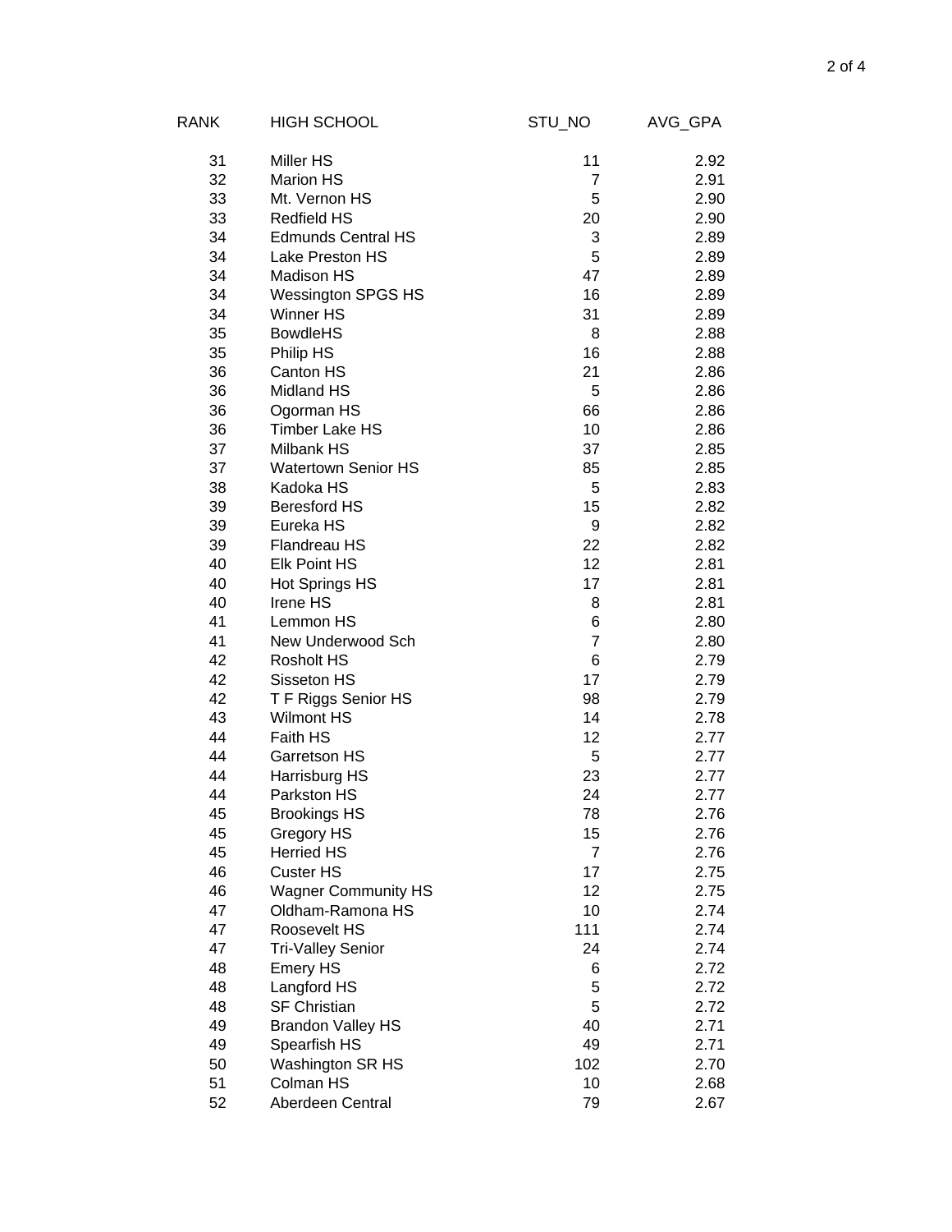| RANK | HIGH SCHOOL | STU_NO | AVG_GPA |
|---|---|---|---|
| 31 | Miller HS | 11 | 2.92 |
| 32 | Marion HS | 7 | 2.91 |
| 33 | Mt. Vernon HS | 5 | 2.90 |
| 33 | Redfield HS | 20 | 2.90 |
| 34 | Edmunds Central HS | 3 | 2.89 |
| 34 | Lake Preston HS | 5 | 2.89 |
| 34 | Madison HS | 47 | 2.89 |
| 34 | Wessington SPGS HS | 16 | 2.89 |
| 34 | Winner HS | 31 | 2.89 |
| 35 | BowdleHS | 8 | 2.88 |
| 35 | Philip HS | 16 | 2.88 |
| 36 | Canton HS | 21 | 2.86 |
| 36 | Midland HS | 5 | 2.86 |
| 36 | Ogorman HS | 66 | 2.86 |
| 36 | Timber Lake HS | 10 | 2.86 |
| 37 | Milbank HS | 37 | 2.85 |
| 37 | Watertown Senior HS | 85 | 2.85 |
| 38 | Kadoka HS | 5 | 2.83 |
| 39 | Beresford HS | 15 | 2.82 |
| 39 | Eureka HS | 9 | 2.82 |
| 39 | Flandreau HS | 22 | 2.82 |
| 40 | Elk Point HS | 12 | 2.81 |
| 40 | Hot Springs HS | 17 | 2.81 |
| 40 | Irene HS | 8 | 2.81 |
| 41 | Lemmon HS | 6 | 2.80 |
| 41 | New Underwood Sch | 7 | 2.80 |
| 42 | Rosholt HS | 6 | 2.79 |
| 42 | Sisseton HS | 17 | 2.79 |
| 42 | T F Riggs Senior HS | 98 | 2.79 |
| 43 | Wilmont HS | 14 | 2.78 |
| 44 | Faith HS | 12 | 2.77 |
| 44 | Garretson HS | 5 | 2.77 |
| 44 | Harrisburg HS | 23 | 2.77 |
| 44 | Parkston HS | 24 | 2.77 |
| 45 | Brookings HS | 78 | 2.76 |
| 45 | Gregory HS | 15 | 2.76 |
| 45 | Herried HS | 7 | 2.76 |
| 46 | Custer HS | 17 | 2.75 |
| 46 | Wagner Community HS | 12 | 2.75 |
| 47 | Oldham-Ramona HS | 10 | 2.74 |
| 47 | Roosevelt HS | 111 | 2.74 |
| 47 | Tri-Valley Senior | 24 | 2.74 |
| 48 | Emery HS | 6 | 2.72 |
| 48 | Langford HS | 5 | 2.72 |
| 48 | SF Christian | 5 | 2.72 |
| 49 | Brandon Valley HS | 40 | 2.71 |
| 49 | Spearfish HS | 49 | 2.71 |
| 50 | Washington SR HS | 102 | 2.70 |
| 51 | Colman HS | 10 | 2.68 |
| 52 | Aberdeen Central | 79 | 2.67 |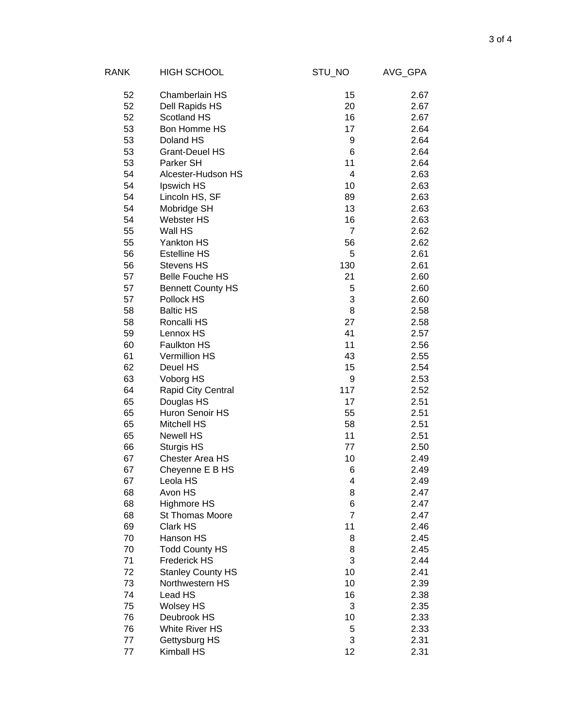| RANK | HIGH SCHOOL | STU_NO | AVG_GPA |
| --- | --- | --- | --- |
| 52 | Chamberlain HS | 15 | 2.67 |
| 52 | Dell Rapids HS | 20 | 2.67 |
| 52 | Scotland HS | 16 | 2.67 |
| 53 | Bon Homme HS | 17 | 2.64 |
| 53 | Doland HS | 9 | 2.64 |
| 53 | Grant-Deuel HS | 6 | 2.64 |
| 53 | Parker SH | 11 | 2.64 |
| 54 | Alcester-Hudson HS | 4 | 2.63 |
| 54 | Ipswich HS | 10 | 2.63 |
| 54 | Lincoln HS, SF | 89 | 2.63 |
| 54 | Mobridge SH | 13 | 2.63 |
| 54 | Webster HS | 16 | 2.63 |
| 55 | Wall HS | 7 | 2.62 |
| 55 | Yankton HS | 56 | 2.62 |
| 56 | Estelline HS | 5 | 2.61 |
| 56 | Stevens HS | 130 | 2.61 |
| 57 | Belle Fouche HS | 21 | 2.60 |
| 57 | Bennett County HS | 5 | 2.60 |
| 57 | Pollock HS | 3 | 2.60 |
| 58 | Baltic HS | 8 | 2.58 |
| 58 | Roncalli HS | 27 | 2.58 |
| 59 | Lennox HS | 41 | 2.57 |
| 60 | Faulkton HS | 11 | 2.56 |
| 61 | Vermillion HS | 43 | 2.55 |
| 62 | Deuel HS | 15 | 2.54 |
| 63 | Voborg HS | 9 | 2.53 |
| 64 | Rapid City Central | 117 | 2.52 |
| 65 | Douglas HS | 17 | 2.51 |
| 65 | Huron Senoir HS | 55 | 2.51 |
| 65 | Mitchell HS | 58 | 2.51 |
| 65 | Newell HS | 11 | 2.51 |
| 66 | Sturgis HS | 77 | 2.50 |
| 67 | Chester Area HS | 10 | 2.49 |
| 67 | Cheyenne E B HS | 6 | 2.49 |
| 67 | Leola HS | 4 | 2.49 |
| 68 | Avon HS | 8 | 2.47 |
| 68 | Highmore HS | 6 | 2.47 |
| 68 | St Thomas Moore | 7 | 2.47 |
| 69 | Clark HS | 11 | 2.46 |
| 70 | Hanson HS | 8 | 2.45 |
| 70 | Todd County HS | 8 | 2.45 |
| 71 | Frederick HS | 3 | 2.44 |
| 72 | Stanley County HS | 10 | 2.41 |
| 73 | Northwestern HS | 10 | 2.39 |
| 74 | Lead HS | 16 | 2.38 |
| 75 | Wolsey HS | 3 | 2.35 |
| 76 | Deubrook HS | 10 | 2.33 |
| 76 | White River HS | 5 | 2.33 |
| 77 | Gettysburg HS | 3 | 2.31 |
| 77 | Kimball HS | 12 | 2.31 |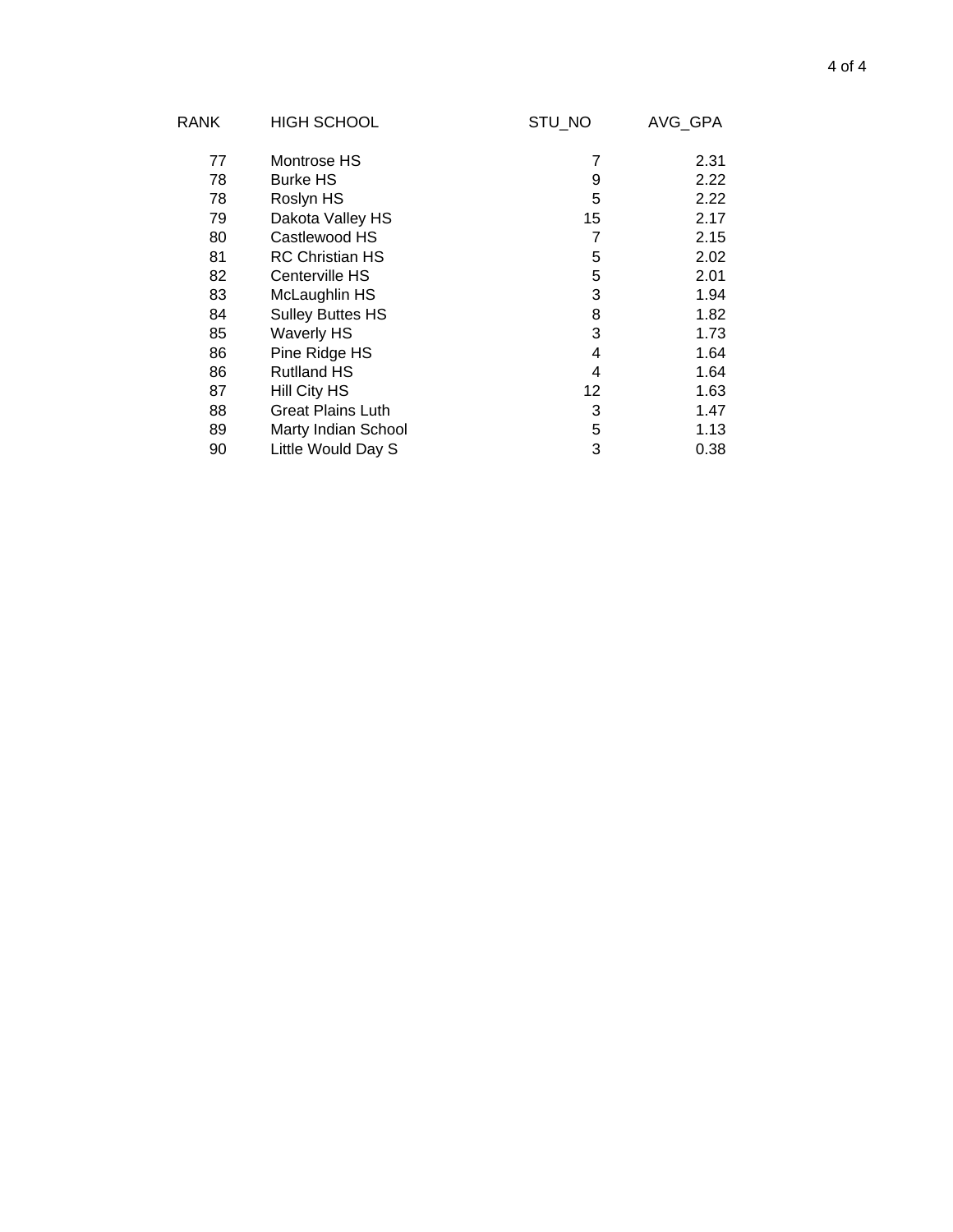| RANK | HIGH SCHOOL | STU_NO | AVG_GPA |
|---|---|---|---|
| 77 | Montrose HS | 7 | 2.31 |
| 78 | Burke HS | 9 | 2.22 |
| 78 | Roslyn HS | 5 | 2.22 |
| 79 | Dakota Valley HS | 15 | 2.17 |
| 80 | Castlewood HS | 7 | 2.15 |
| 81 | RC Christian HS | 5 | 2.02 |
| 82 | Centerville HS | 5 | 2.01 |
| 83 | McLaughlin HS | 3 | 1.94 |
| 84 | Sulley Buttes HS | 8 | 1.82 |
| 85 | Waverly HS | 3 | 1.73 |
| 86 | Pine Ridge HS | 4 | 1.64 |
| 86 | Rutlland HS | 4 | 1.64 |
| 87 | Hill City HS | 12 | 1.63 |
| 88 | Great Plains Luth | 3 | 1.47 |
| 89 | Marty Indian School | 5 | 1.13 |
| 90 | Little Would Day S | 3 | 0.38 |